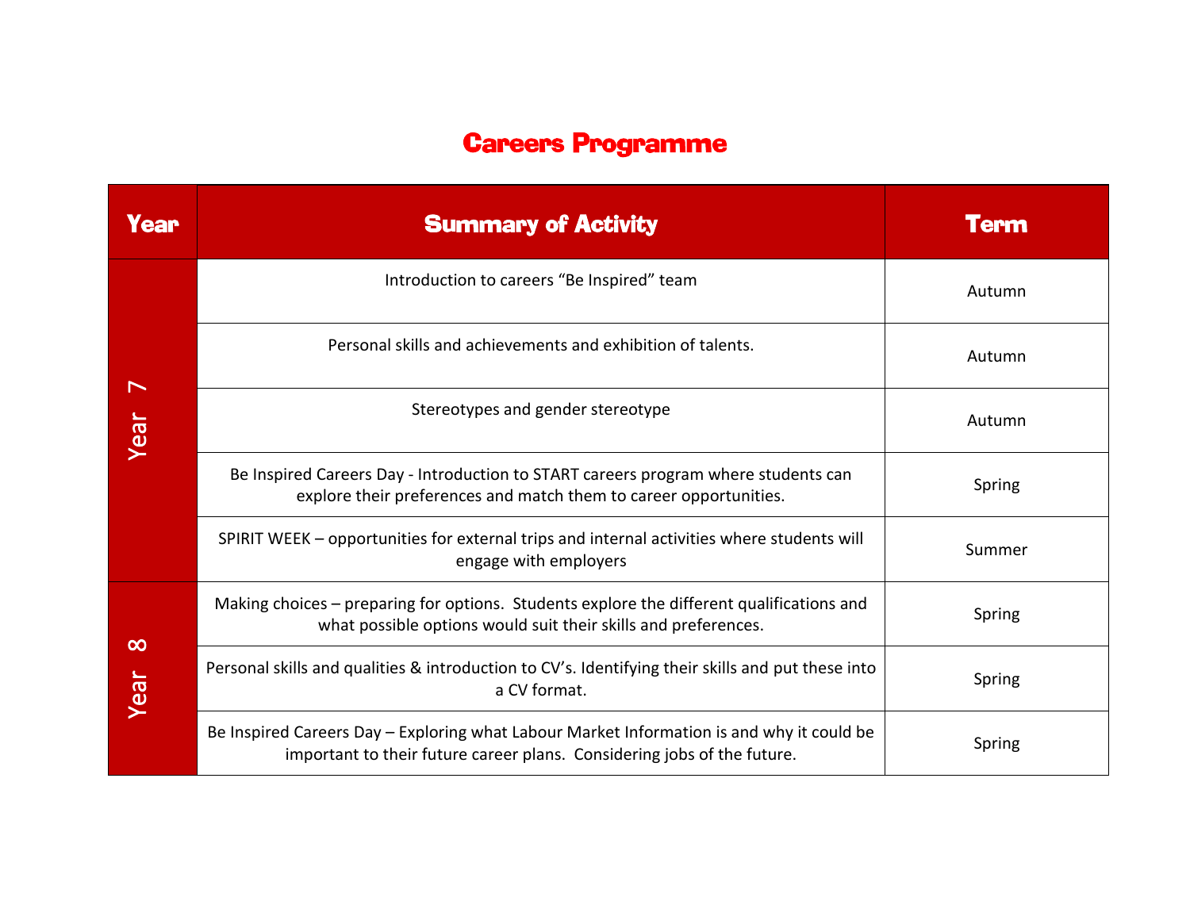# Careers Programme

| Year | Summary of Activity | Term |
|---|---|---|
| Year 7 | Introduction to careers “Be Inspired” team | Autumn |
| | Personal skills and achievements and exhibition of talents. | Autumn |
| | Stereotypes and gender stereotype | Autumn |
| | Be Inspired Careers Day - Introduction to START careers program where students can explore their preferences and match them to career opportunities. | Spring |
| | SPIRIT WEEK – opportunities for external trips and internal activities where students will engage with employers | Summer |
| Year 8 | Making choices – preparing for options. Students explore the different qualifications and what possible options would suit their skills and preferences. | Spring |
| | Personal skills and qualities & introduction to CV’s. Identifying their skills and put these into a CV format. | Spring |
| | Be Inspired Careers Day – Exploring what Labour Market Information is and why it could be important to their future career plans. Considering jobs of the future. | Spring |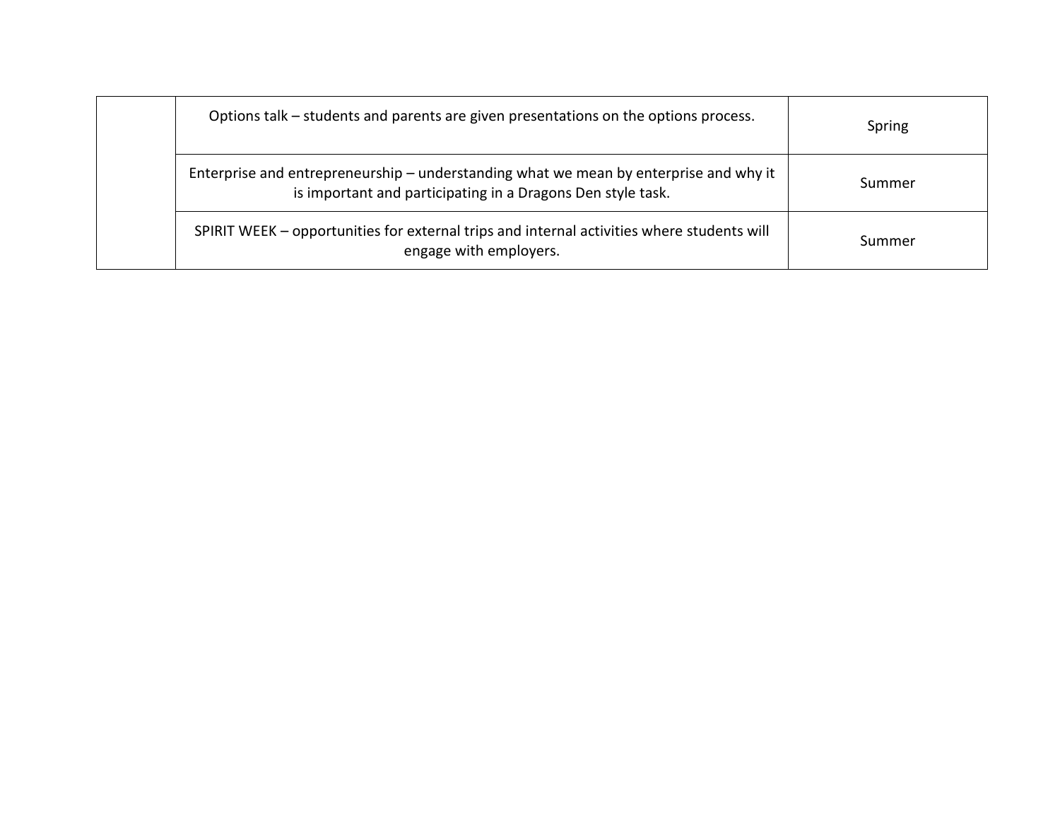| | | |
|---|---|---|
| | Options talk – students and parents are given presentations on the options process. | Spring |
| | Enterprise and entrepreneurship – understanding what we mean by enterprise and why it is important and participating in a Dragons Den style task. | Summer |
| | SPIRIT WEEK – opportunities for external trips and internal activities where students will engage with employers. | Summer |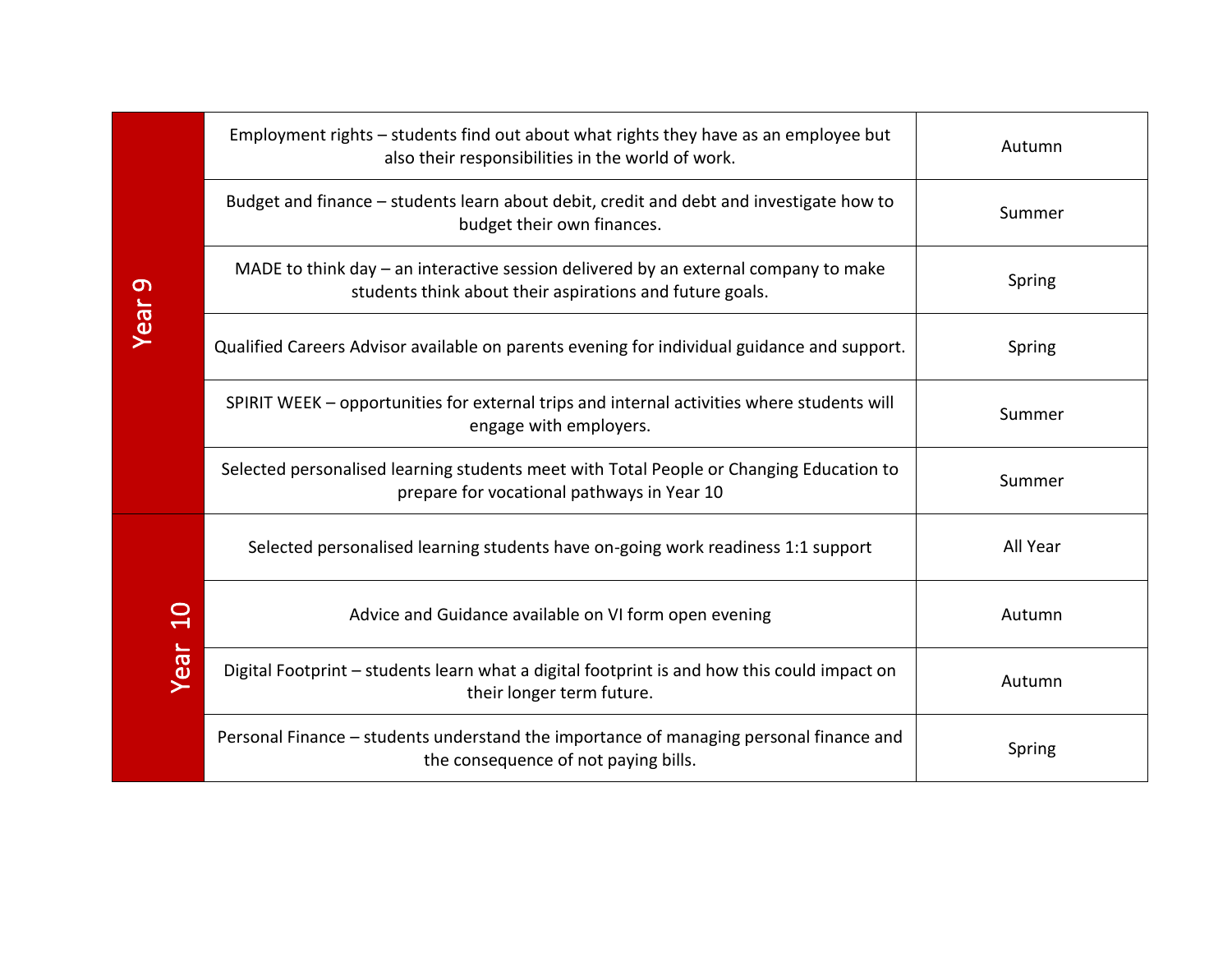| Year | Activity | Term |
|---|---|---|
| Year 9 | Employment rights – students find out about what rights they have as an employee but also their responsibilities in the world of work. | Autumn |
| | Budget and finance – students learn about debit, credit and debt and investigate how to budget their own finances. | Summer |
| | MADE to think day – an interactive session delivered by an external company to make students think about their aspirations and future goals. | Spring |
| | Qualified Careers Advisor available on parents evening for individual guidance and support. | Spring |
| | SPIRIT WEEK – opportunities for external trips and internal activities where students will engage with employers. | Summer |
| | Selected personalised learning students meet with Total People or Changing Education to prepare for vocational pathways in Year 10 | Summer |
| Year 10 | Selected personalised learning students have on-going work readiness 1:1 support | All Year |
| | Advice and Guidance available on VI form open evening | Autumn |
| | Digital Footprint – students learn what a digital footprint is and how this could impact on their longer term future. | Autumn |
| | Personal Finance – students understand the importance of managing personal finance and the consequence of not paying bills. | Spring |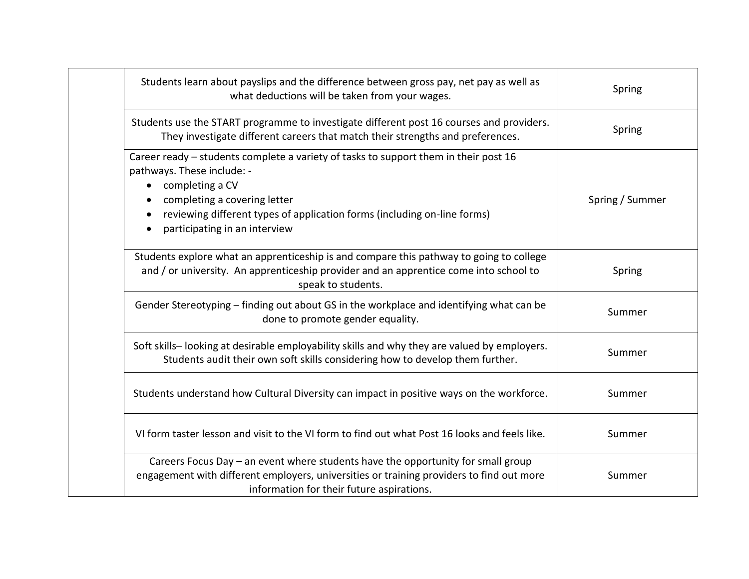| | | |
|---|---|---|
| | Students learn about payslips and the difference between gross pay, net pay as well as what deductions will be taken from your wages. | Spring |
| | Students use the START programme to investigate different post 16 courses and providers. They investigate different careers that match their strengths and preferences. | Spring |
| | Career ready – students complete a variety of tasks to support them in their post 16 pathways. These include: - <br>• completing a CV<br>• completing a covering letter<br>• reviewing different types of application forms (including on-line forms)<br>• participating in an interview | Spring / Summer |
| | Students explore what an apprenticeship is and compare this pathway to going to college and / or university. An apprenticeship provider and an apprentice come into school to speak to students. | Spring |
| | Gender Stereotyping – finding out about GS in the workplace and identifying what can be done to promote gender equality. | Summer |
| | Soft skills– looking at desirable employability skills and why they are valued by employers. Students audit their own soft skills considering how to develop them further. | Summer |
| | Students understand how Cultural Diversity can impact in positive ways on the workforce. | Summer |
| | VI form taster lesson and visit to the VI form to find out what Post 16 looks and feels like. | Summer |
| | Careers Focus Day – an event where students have the opportunity for small group engagement with different employers, universities or training providers to find out more information for their future aspirations. | Summer |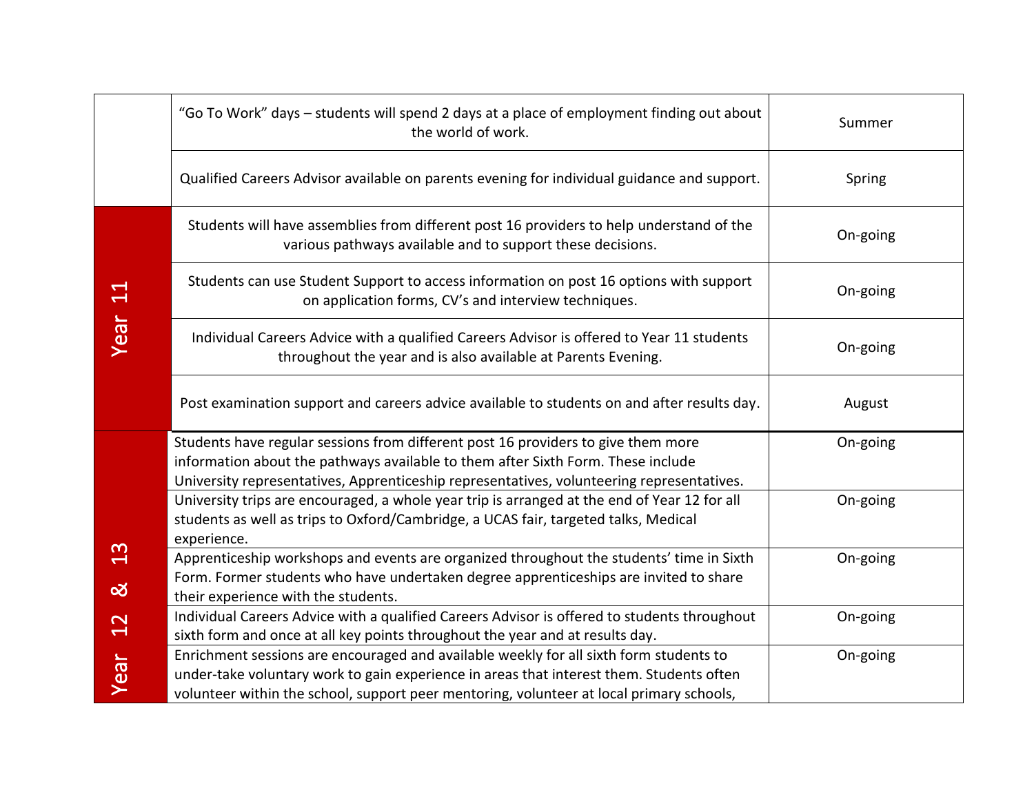| | | |
|---|---|---|
| | "Go To Work" days – students will spend 2 days at a place of employment finding out about the world of work. | Summer |
| | Qualified Careers Advisor available on parents evening for individual guidance and support. | Spring |
| Year 11 | Students will have assemblies from different post 16 providers to help understand of the various pathways available and to support these decisions. | On-going |
| | Students can use Student Support to access information on post 16 options with support on application forms, CV's and interview techniques. | On-going |
| | Individual Careers Advice with a qualified Careers Advisor is offered to Year 11 students throughout the year and is also available at Parents Evening. | On-going |
| | Post examination support and careers advice available to students on and after results day. | August |
| Year 12 & 13 | Students have regular sessions from different post 16 providers to give them more information about the pathways available to them after Sixth Form. These include University representatives, Apprenticeship representatives, volunteering representatives. | On-going |
| | University trips are encouraged, a whole year trip is arranged at the end of Year 12 for all students as well as trips to Oxford/Cambridge, a UCAS fair, targeted talks, Medical experience. | On-going |
| | Apprenticeship workshops and events are organized throughout the students' time in Sixth Form. Former students who have undertaken degree apprenticeships are invited to share their experience with the students. | On-going |
| | Individual Careers Advice with a qualified Careers Advisor is offered to students throughout sixth form and once at all key points throughout the year and at results day. | On-going |
| | Enrichment sessions are encouraged and available weekly for all sixth form students to under-take voluntary work to gain experience in areas that interest them. Students often volunteer within the school, support peer mentoring, volunteer at local primary schools, | On-going |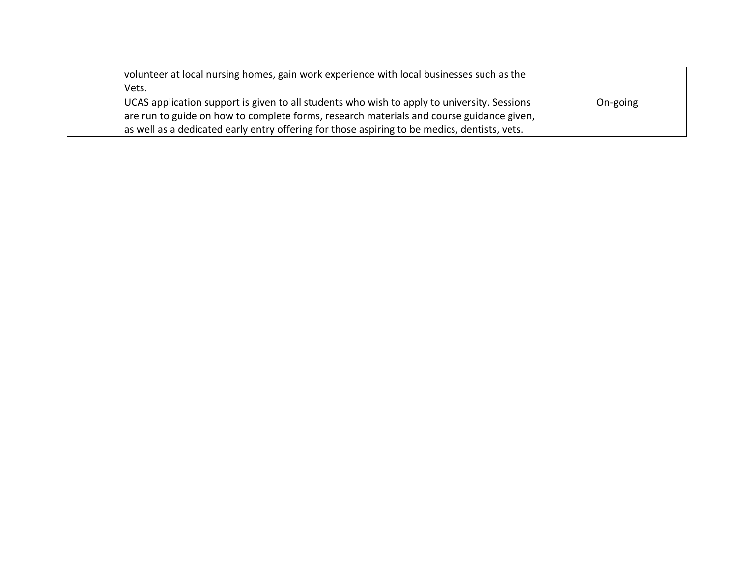| | | |
|---|---|---|
| | volunteer at local nursing homes, gain work experience with local businesses such as the Vets. | |
| | UCAS application support is given to all students who wish to apply to university. Sessions are run to guide on how to complete forms, research materials and course guidance given, as well as a dedicated early entry offering for those aspiring to be medics, dentists, vets. | On-going |